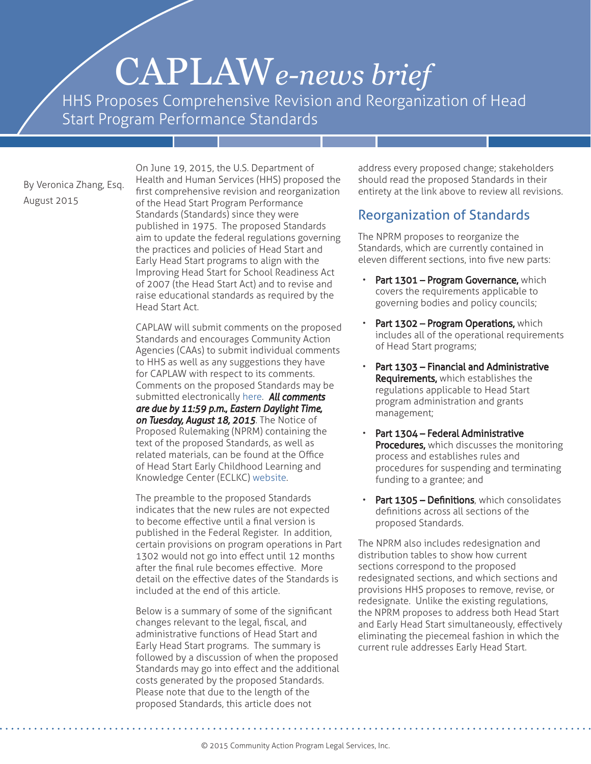# CAPLAW *e-news brief*

## HHS Proposes Comprehensive Revision and Reorganization of Head Start Program Performance Standards

By Veronica Zhang, Esq.
August 2015

On June 19, 2015, the U.S. Department of Health and Human Services (HHS) proposed the first comprehensive revision and reorganization of the Head Start Program Performance Standards (Standards) since they were published in 1975. The proposed Standards aim to update the federal regulations governing the practices and policies of Head Start and Early Head Start programs to align with the Improving Head Start for School Readiness Act of 2007 (the Head Start Act) and to revise and raise educational standards as required by the Head Start Act.

CAPLAW will submit comments on the proposed Standards and encourages Community Action Agencies (CAAs) to submit individual comments to HHS as well as any suggestions they have for CAPLAW with respect to its comments. Comments on the proposed Standards may be submitted electronically here. ***All comments are due by 11:59 p.m., Eastern Daylight Time, on Tuesday, August 18, 2015***. The Notice of Proposed Rulemaking (NPRM) containing the text of the proposed Standards, as well as related materials, can be found at the Office of Head Start Early Childhood Learning and Knowledge Center (ECLKC) website.

The preamble to the proposed Standards indicates that the new rules are not expected to become effective until a final version is published in the Federal Register. In addition, certain provisions on program operations in Part 1302 would not go into effect until 12 months after the final rule becomes effective. More detail on the effective dates of the Standards is included at the end of this article.

Below is a summary of some of the significant changes relevant to the legal, fiscal, and administrative functions of Head Start and Early Head Start programs. The summary is followed by a discussion of when the proposed Standards may go into effect and the additional costs generated by the proposed Standards. Please note that due to the length of the proposed Standards, this article does not address every proposed change; stakeholders should read the proposed Standards in their entirety at the link above to review all revisions.

## Reorganization of Standards

The NPRM proposes to reorganize the Standards, which are currently contained in eleven different sections, into five new parts:

- **Part 1301 – Program Governance,** which covers the requirements applicable to governing bodies and policy councils;
- **Part 1302 – Program Operations,** which includes all of the operational requirements of Head Start programs;
- **Part 1303 – Financial and Administrative Requirements,** which establishes the regulations applicable to Head Start program administration and grants management;
- **Part 1304 – Federal Administrative Procedures,** which discusses the monitoring process and establishes rules and procedures for suspending and terminating funding to a grantee; and
- **Part 1305 – Definitions**, which consolidates definitions across all sections of the proposed Standards.

The NPRM also includes redesignation and distribution tables to show how current sections correspond to the proposed redesignated sections, and which sections and provisions HHS proposes to remove, revise, or redesignate. Unlike the existing regulations, the NPRM proposes to address both Head Start and Early Head Start simultaneously, effectively eliminating the piecemeal fashion in which the current rule addresses Early Head Start.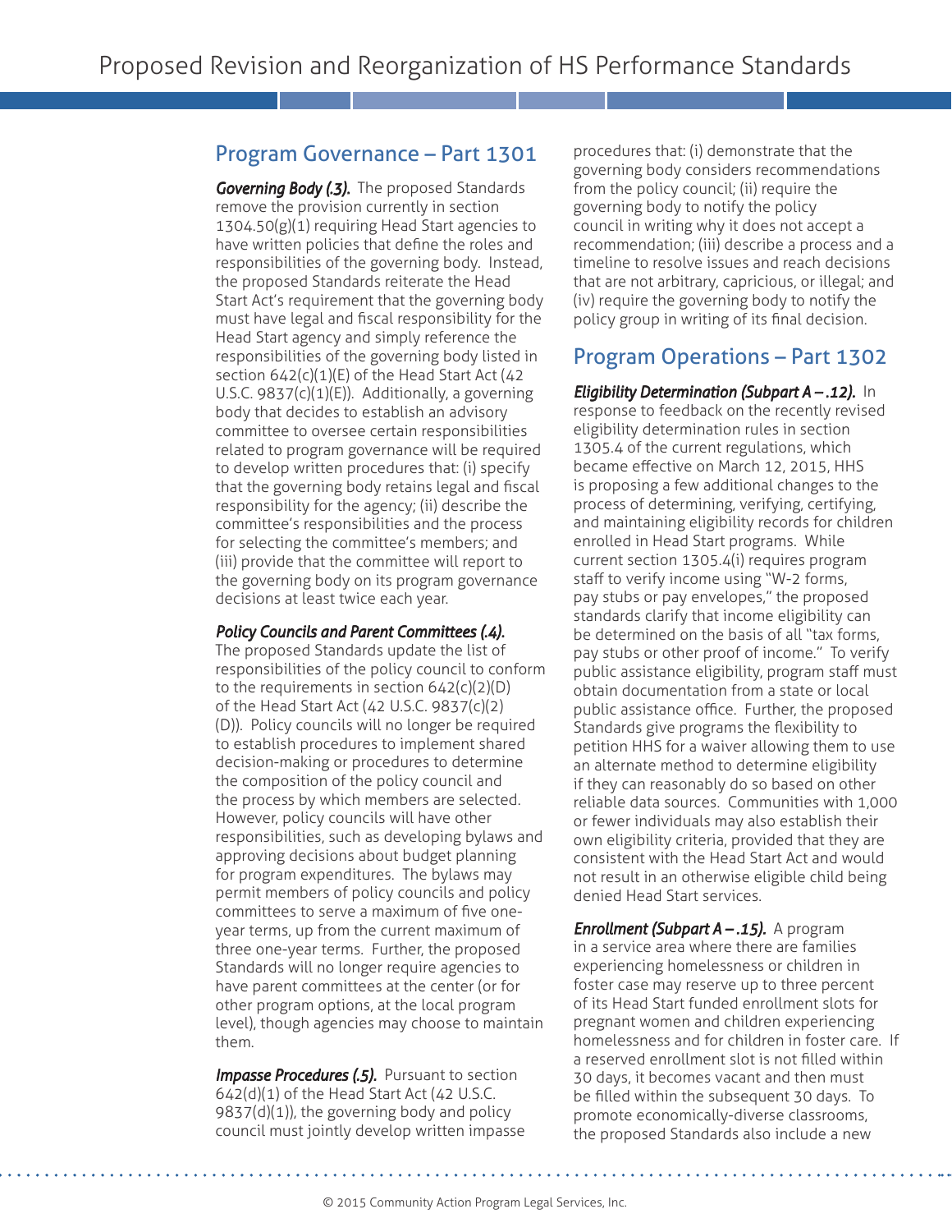## Program Governance – Part 1301

***Governing Body (.3).*** The proposed Standards remove the provision currently in section 1304.50(g)(1) requiring Head Start agencies to have written policies that define the roles and responsibilities of the governing body. Instead, the proposed Standards reiterate the Head Start Act's requirement that the governing body must have legal and fiscal responsibility for the Head Start agency and simply reference the responsibilities of the governing body listed in section 642(c)(1)(E) of the Head Start Act (42 U.S.C. 9837(c)(1)(E)). Additionally, a governing body that decides to establish an advisory committee to oversee certain responsibilities related to program governance will be required to develop written procedures that: (i) specify that the governing body retains legal and fiscal responsibility for the agency; (ii) describe the committee's responsibilities and the process for selecting the committee's members; and (iii) provide that the committee will report to the governing body on its program governance decisions at least twice each year.

***Policy Councils and Parent Committees (.4).*** The proposed Standards update the list of responsibilities of the policy council to conform to the requirements in section 642(c)(2)(D) of the Head Start Act (42 U.S.C. 9837(c)(2)(D)). Policy councils will no longer be required to establish procedures to implement shared decision-making or procedures to determine the composition of the policy council and the process by which members are selected. However, policy councils will have other responsibilities, such as developing bylaws and approving decisions about budget planning for program expenditures. The bylaws may permit members of policy councils and policy committees to serve a maximum of five one-year terms, up from the current maximum of three one-year terms. Further, the proposed Standards will no longer require agencies to have parent committees at the center (or for other program options, at the local program level), though agencies may choose to maintain them.

***Impasse Procedures (.5).*** Pursuant to section 642(d)(1) of the Head Start Act (42 U.S.C. 9837(d)(1)), the governing body and policy council must jointly develop written impasse procedures that: (i) demonstrate that the governing body considers recommendations from the policy council; (ii) require the governing body to notify the policy council in writing why it does not accept a recommendation; (iii) describe a process and a timeline to resolve issues and reach decisions that are not arbitrary, capricious, or illegal; and (iv) require the governing body to notify the policy group in writing of its final decision.

## Program Operations – Part 1302

***Eligibility Determination (Subpart A – .12).*** In response to feedback on the recently revised eligibility determination rules in section 1305.4 of the current regulations, which became effective on March 12, 2015, HHS is proposing a few additional changes to the process of determining, verifying, certifying, and maintaining eligibility records for children enrolled in Head Start programs. While current section 1305.4(i) requires program staff to verify income using "W-2 forms, pay stubs or pay envelopes," the proposed standards clarify that income eligibility can be determined on the basis of all "tax forms, pay stubs or other proof of income." To verify public assistance eligibility, program staff must obtain documentation from a state or local public assistance office. Further, the proposed Standards give programs the flexibility to petition HHS for a waiver allowing them to use an alternate method to determine eligibility if they can reasonably do so based on other reliable data sources. Communities with 1,000 or fewer individuals may also establish their own eligibility criteria, provided that they are consistent with the Head Start Act and would not result in an otherwise eligible child being denied Head Start services.

***Enrollment (Subpart A – .15).*** A program in a service area where there are families experiencing homelessness or children in foster case may reserve up to three percent of its Head Start funded enrollment slots for pregnant women and children experiencing homelessness and for children in foster care. If a reserved enrollment slot is not filled within 30 days, it becomes vacant and then must be filled within the subsequent 30 days. To promote economically-diverse classrooms, the proposed Standards also include a new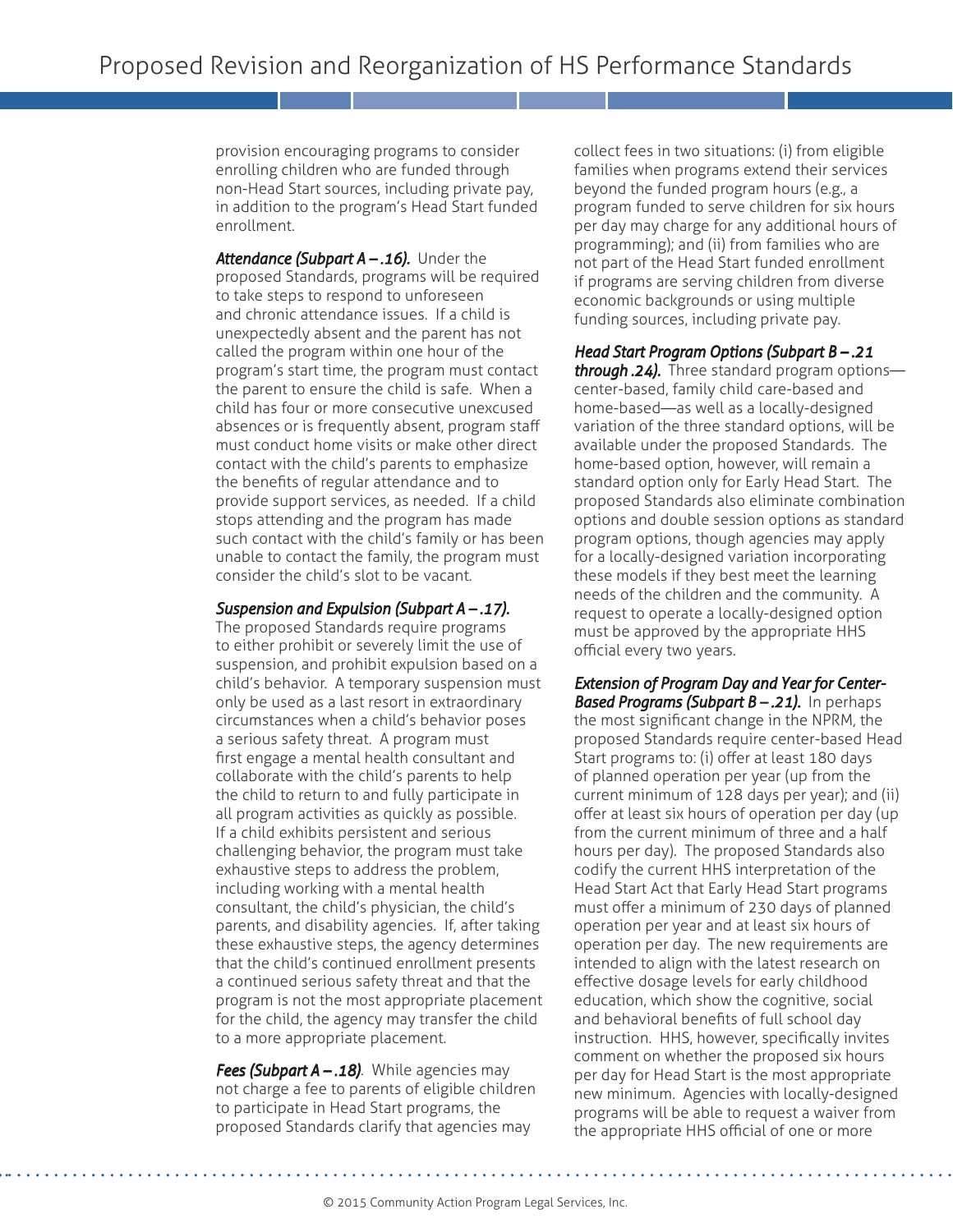provision encouraging programs to consider enrolling children who are funded through non-Head Start sources, including private pay, in addition to the program's Head Start funded enrollment.

***Attendance (Subpart A – .16).*** Under the proposed Standards, programs will be required to take steps to respond to unforeseen and chronic attendance issues. If a child is unexpectedly absent and the parent has not called the program within one hour of the program's start time, the program must contact the parent to ensure the child is safe. When a child has four or more consecutive unexcused absences or is frequently absent, program staff must conduct home visits or make other direct contact with the child's parents to emphasize the benefits of regular attendance and to provide support services, as needed. If a child stops attending and the program has made such contact with the child's family or has been unable to contact the family, the program must consider the child's slot to be vacant.

***Suspension and Expulsion (Subpart A – .17).*** The proposed Standards require programs to either prohibit or severely limit the use of suspension, and prohibit expulsion based on a child's behavior. A temporary suspension must only be used as a last resort in extraordinary circumstances when a child's behavior poses a serious safety threat. A program must first engage a mental health consultant and collaborate with the child's parents to help the child to return to and fully participate in all program activities as quickly as possible. If a child exhibits persistent and serious challenging behavior, the program must take exhaustive steps to address the problem, including working with a mental health consultant, the child's physician, the child's parents, and disability agencies. If, after taking these exhaustive steps, the agency determines that the child's continued enrollment presents a continued serious safety threat and that the program is not the most appropriate placement for the child, the agency may transfer the child to a more appropriate placement.

***Fees (Subpart A – .18)***. While agencies may not charge a fee to parents of eligible children to participate in Head Start programs, the proposed Standards clarify that agencies may collect fees in two situations: (i) from eligible families when programs extend their services beyond the funded program hours (e.g., a program funded to serve children for six hours per day may charge for any additional hours of programming); and (ii) from families who are not part of the Head Start funded enrollment if programs are serving children from diverse economic backgrounds or using multiple funding sources, including private pay.

***Head Start Program Options (Subpart B – .21 through .24).*** Three standard program options—center-based, family child care-based and home-based—as well as a locally-designed variation of the three standard options, will be available under the proposed Standards. The home-based option, however, will remain a standard option only for Early Head Start. The proposed Standards also eliminate combination options and double session options as standard program options, though agencies may apply for a locally-designed variation incorporating these models if they best meet the learning needs of the children and the community. A request to operate a locally-designed option must be approved by the appropriate HHS official every two years.

***Extension of Program Day and Year for Center-Based Programs (Subpart B – .21).*** In perhaps the most significant change in the NPRM, the proposed Standards require center-based Head Start programs to: (i) offer at least 180 days of planned operation per year (up from the current minimum of 128 days per year); and (ii) offer at least six hours of operation per day (up from the current minimum of three and a half hours per day). The proposed Standards also codify the current HHS interpretation of the Head Start Act that Early Head Start programs must offer a minimum of 230 days of planned operation per year and at least six hours of operation per day. The new requirements are intended to align with the latest research on effective dosage levels for early childhood education, which show the cognitive, social and behavioral benefits of full school day instruction. HHS, however, specifically invites comment on whether the proposed six hours per day for Head Start is the most appropriate new minimum. Agencies with locally-designed programs will be able to request a waiver from the appropriate HHS official of one or more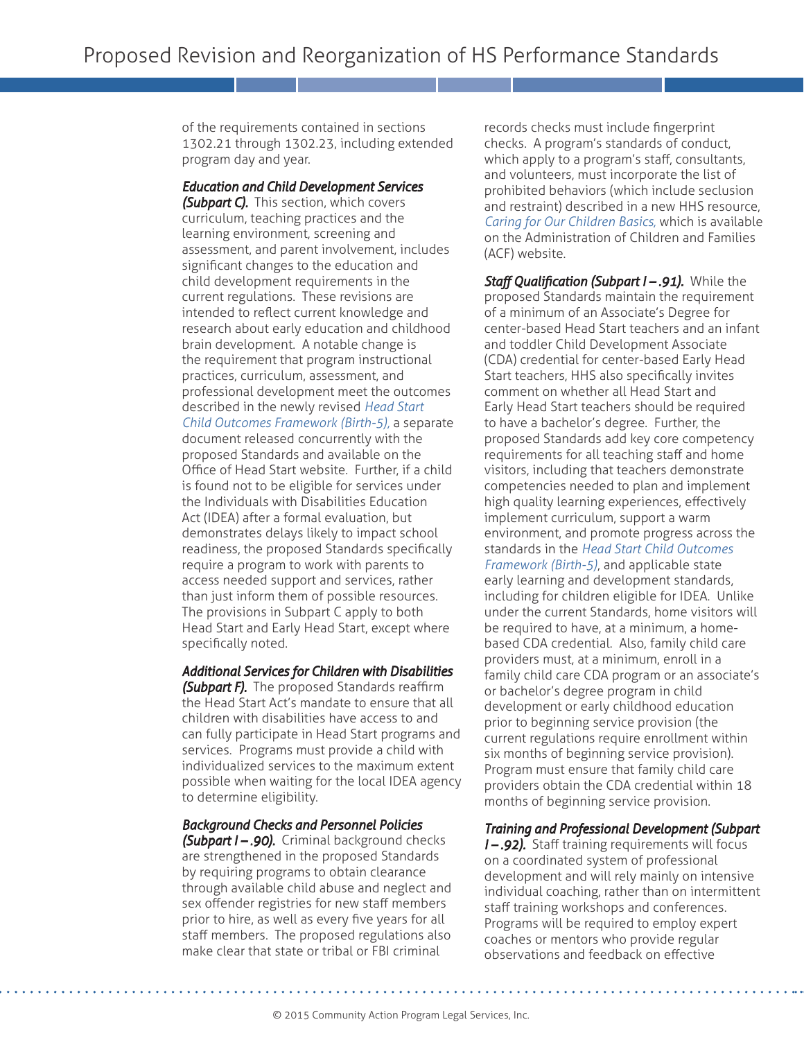of the requirements contained in sections 1302.21 through 1302.23, including extended program day and year.

***Education and Child Development Services (Subpart C).*** This section, which covers curriculum, teaching practices and the learning environment, screening and assessment, and parent involvement, includes significant changes to the education and child development requirements in the current regulations. These revisions are intended to reflect current knowledge and research about early education and childhood brain development. A notable change is the requirement that program instructional practices, curriculum, assessment, and professional development meet the outcomes described in the newly revised *Head Start Child Outcomes Framework (Birth-5),* a separate document released concurrently with the proposed Standards and available on the Office of Head Start website. Further, if a child is found not to be eligible for services under the Individuals with Disabilities Education Act (IDEA) after a formal evaluation, but demonstrates delays likely to impact school readiness, the proposed Standards specifically require a program to work with parents to access needed support and services, rather than just inform them of possible resources. The provisions in Subpart C apply to both Head Start and Early Head Start, except where specifically noted.

***Additional Services for Children with Disabilities (Subpart F).*** The proposed Standards reaffirm the Head Start Act's mandate to ensure that all children with disabilities have access to and can fully participate in Head Start programs and services. Programs must provide a child with individualized services to the maximum extent possible when waiting for the local IDEA agency to determine eligibility.

***Background Checks and Personnel Policies (Subpart I – .90).*** Criminal background checks are strengthened in the proposed Standards by requiring programs to obtain clearance through available child abuse and neglect and sex offender registries for new staff members prior to hire, as well as every five years for all staff members. The proposed regulations also make clear that state or tribal or FBI criminal records checks must include fingerprint checks. A program's standards of conduct, which apply to a program's staff, consultants, and volunteers, must incorporate the list of prohibited behaviors (which include seclusion and restraint) described in a new HHS resource, *Caring for Our Children Basics,* which is available on the Administration of Children and Families (ACF) website.

***Staff Qualification (Subpart I – .91).*** While the proposed Standards maintain the requirement of a minimum of an Associate's Degree for center-based Head Start teachers and an infant and toddler Child Development Associate (CDA) credential for center-based Early Head Start teachers, HHS also specifically invites comment on whether all Head Start and Early Head Start teachers should be required to have a bachelor's degree. Further, the proposed Standards add key core competency requirements for all teaching staff and home visitors, including that teachers demonstrate competencies needed to plan and implement high quality learning experiences, effectively implement curriculum, support a warm environment, and promote progress across the standards in the *Head Start Child Outcomes Framework (Birth-5)*, and applicable state early learning and development standards, including for children eligible for IDEA. Unlike under the current Standards, home visitors will be required to have, at a minimum, a home-based CDA credential. Also, family child care providers must, at a minimum, enroll in a family child care CDA program or an associate's or bachelor's degree program in child development or early childhood education prior to beginning service provision (the current regulations require enrollment within six months of beginning service provision). Program must ensure that family child care providers obtain the CDA credential within 18 months of beginning service provision.

***Training and Professional Development (Subpart I – .92).*** Staff training requirements will focus on a coordinated system of professional development and will rely mainly on intensive individual coaching, rather than on intermittent staff training workshops and conferences. Programs will be required to employ expert coaches or mentors who provide regular observations and feedback on effective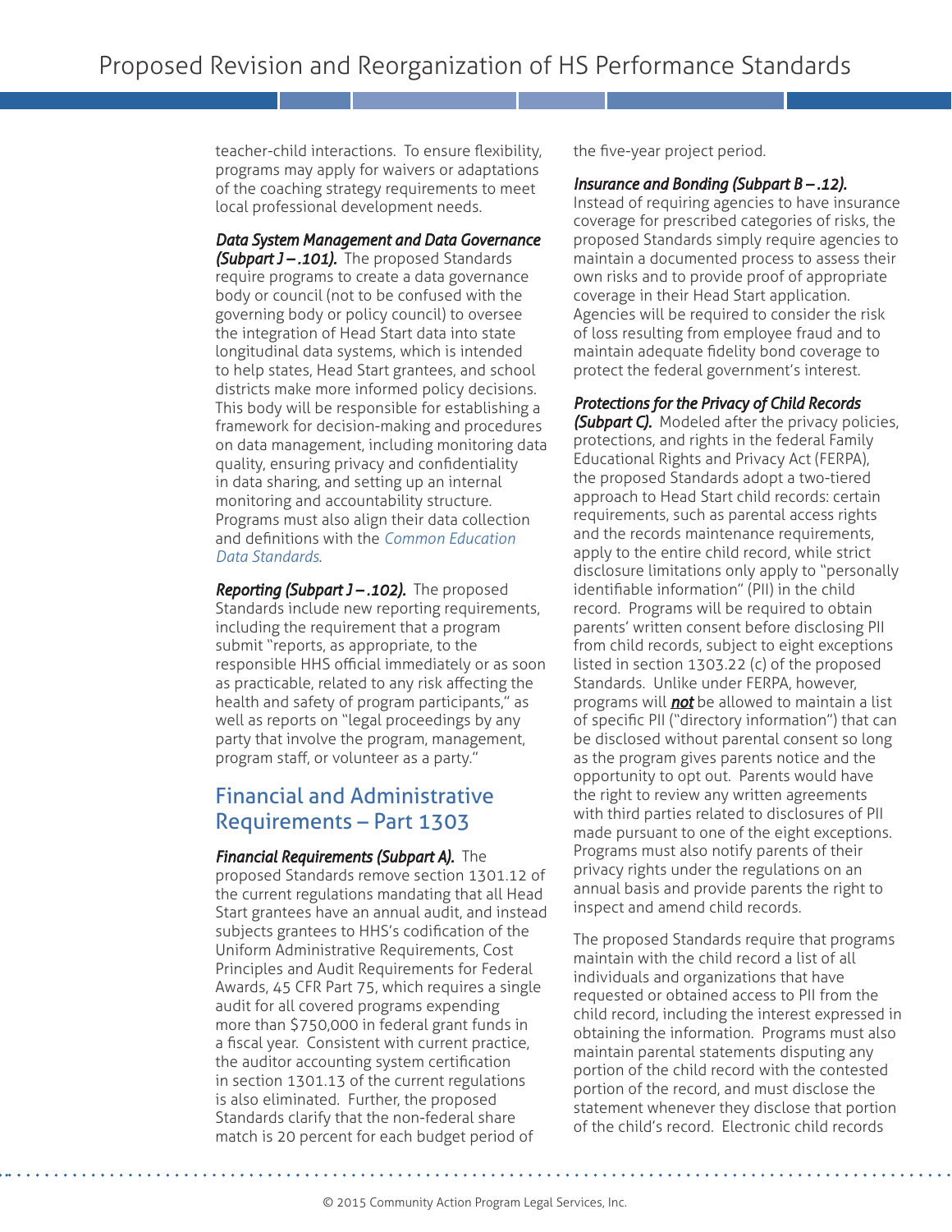teacher-child interactions. To ensure flexibility, programs may apply for waivers or adaptations of the coaching strategy requirements to meet local professional development needs.

***Data System Management and Data Governance (Subpart J – .101).*** The proposed Standards require programs to create a data governance body or council (not to be confused with the governing body or policy council) to oversee the integration of Head Start data into state longitudinal data systems, which is intended to help states, Head Start grantees, and school districts make more informed policy decisions. This body will be responsible for establishing a framework for decision-making and procedures on data management, including monitoring data quality, ensuring privacy and confidentiality in data sharing, and setting up an internal monitoring and accountability structure. Programs must also align their data collection and definitions with the *Common Education Data Standards*.

***Reporting (Subpart J – .102).*** The proposed Standards include new reporting requirements, including the requirement that a program submit "reports, as appropriate, to the responsible HHS official immediately or as soon as practicable, related to any risk affecting the health and safety of program participants," as well as reports on "legal proceedings by any party that involve the program, management, program staff, or volunteer as a party."

## Financial and Administrative Requirements – Part 1303

***Financial Requirements (Subpart A).*** The proposed Standards remove section 1301.12 of the current regulations mandating that all Head Start grantees have an annual audit, and instead subjects grantees to HHS's codification of the Uniform Administrative Requirements, Cost Principles and Audit Requirements for Federal Awards, 45 CFR Part 75, which requires a single audit for all covered programs expending more than $750,000 in federal grant funds in a fiscal year. Consistent with current practice, the auditor accounting system certification in section 1301.13 of the current regulations is also eliminated. Further, the proposed Standards clarify that the non-federal share match is 20 percent for each budget period of the five-year project period.

***Insurance and Bonding (Subpart B – .12).*** Instead of requiring agencies to have insurance coverage for prescribed categories of risks, the proposed Standards simply require agencies to maintain a documented process to assess their own risks and to provide proof of appropriate coverage in their Head Start application. Agencies will be required to consider the risk of loss resulting from employee fraud and to maintain adequate fidelity bond coverage to protect the federal government's interest.

***Protections for the Privacy of Child Records (Subpart C).*** Modeled after the privacy policies, protections, and rights in the federal Family Educational Rights and Privacy Act (FERPA), the proposed Standards adopt a two-tiered approach to Head Start child records: certain requirements, such as parental access rights and the records maintenance requirements, apply to the entire child record, while strict disclosure limitations only apply to "personally identifiable information" (PII) in the child record. Programs will be required to obtain parents' written consent before disclosing PII from child records, subject to eight exceptions listed in section 1303.22 (c) of the proposed Standards. Unlike under FERPA, however, programs will ***not*** be allowed to maintain a list of specific PII ("directory information") that can be disclosed without parental consent so long as the program gives parents notice and the opportunity to opt out. Parents would have the right to review any written agreements with third parties related to disclosures of PII made pursuant to one of the eight exceptions. Programs must also notify parents of their privacy rights under the regulations on an annual basis and provide parents the right to inspect and amend child records.

The proposed Standards require that programs maintain with the child record a list of all individuals and organizations that have requested or obtained access to PII from the child record, including the interest expressed in obtaining the information. Programs must also maintain parental statements disputing any portion of the child record with the contested portion of the record, and must disclose the statement whenever they disclose that portion of the child's record. Electronic child records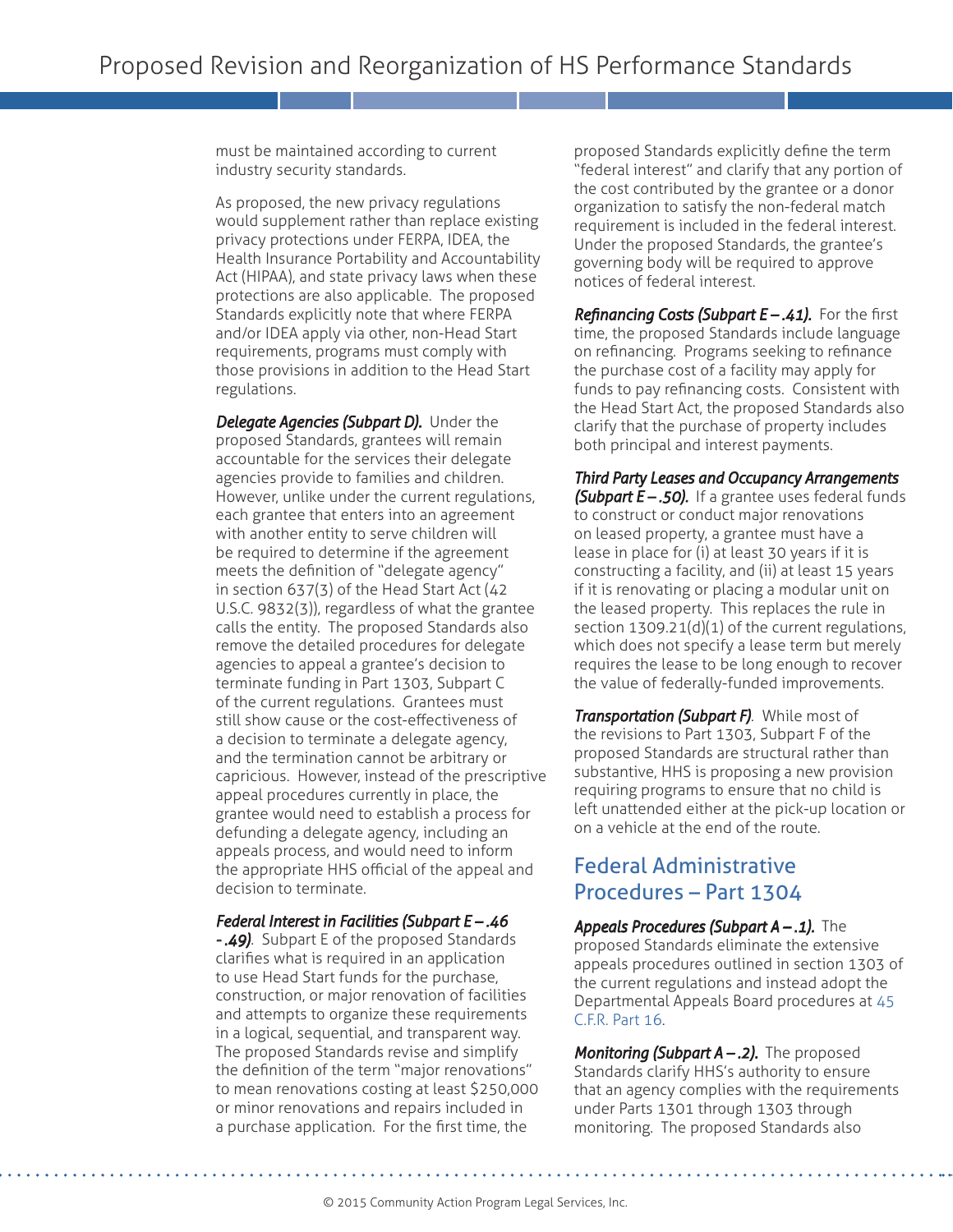must be maintained according to current industry security standards.

As proposed, the new privacy regulations would supplement rather than replace existing privacy protections under FERPA, IDEA, the Health Insurance Portability and Accountability Act (HIPAA), and state privacy laws when these protections are also applicable. The proposed Standards explicitly note that where FERPA and/or IDEA apply via other, non-Head Start requirements, programs must comply with those provisions in addition to the Head Start regulations.

***Delegate Agencies (Subpart D).*** Under the proposed Standards, grantees will remain accountable for the services their delegate agencies provide to families and children. However, unlike under the current regulations, each grantee that enters into an agreement with another entity to serve children will be required to determine if the agreement meets the definition of "delegate agency" in section 637(3) of the Head Start Act (42 U.S.C. 9832(3)), regardless of what the grantee calls the entity. The proposed Standards also remove the detailed procedures for delegate agencies to appeal a grantee's decision to terminate funding in Part 1303, Subpart C of the current regulations. Grantees must still show cause or the cost-effectiveness of a decision to terminate a delegate agency, and the termination cannot be arbitrary or capricious. However, instead of the prescriptive appeal procedures currently in place, the grantee would need to establish a process for defunding a delegate agency, including an appeals process, and would need to inform the appropriate HHS official of the appeal and decision to terminate.

***Federal Interest in Facilities (Subpart E – .46 -.49)***. Subpart E of the proposed Standards clarifies what is required in an application to use Head Start funds for the purchase, construction, or major renovation of facilities and attempts to organize these requirements in a logical, sequential, and transparent way. The proposed Standards revise and simplify the definition of the term "major renovations" to mean renovations costing at least $250,000 or minor renovations and repairs included in a purchase application. For the first time, the proposed Standards explicitly define the term "federal interest" and clarify that any portion of the cost contributed by the grantee or a donor organization to satisfy the non-federal match requirement is included in the federal interest. Under the proposed Standards, the grantee's governing body will be required to approve notices of federal interest.

***Refinancing Costs (Subpart E – .41).*** For the first time, the proposed Standards include language on refinancing. Programs seeking to refinance the purchase cost of a facility may apply for funds to pay refinancing costs. Consistent with the Head Start Act, the proposed Standards also clarify that the purchase of property includes both principal and interest payments.

***Third Party Leases and Occupancy Arrangements (Subpart E – .50).*** If a grantee uses federal funds to construct or conduct major renovations on leased property, a grantee must have a lease in place for (i) at least 30 years if it is constructing a facility, and (ii) at least 15 years if it is renovating or placing a modular unit on the leased property. This replaces the rule in section 1309.21(d)(1) of the current regulations, which does not specify a lease term but merely requires the lease to be long enough to recover the value of federally-funded improvements.

***Transportation (Subpart F)***. While most of the revisions to Part 1303, Subpart F of the proposed Standards are structural rather than substantive, HHS is proposing a new provision requiring programs to ensure that no child is left unattended either at the pick-up location or on a vehicle at the end of the route.

## Federal Administrative Procedures – Part 1304

***Appeals Procedures (Subpart A – .1).*** The proposed Standards eliminate the extensive appeals procedures outlined in section 1303 of the current regulations and instead adopt the Departmental Appeals Board procedures at 45 C.F.R. Part 16.

***Monitoring (Subpart A – .2).*** The proposed Standards clarify HHS's authority to ensure that an agency complies with the requirements under Parts 1301 through 1303 through monitoring. The proposed Standards also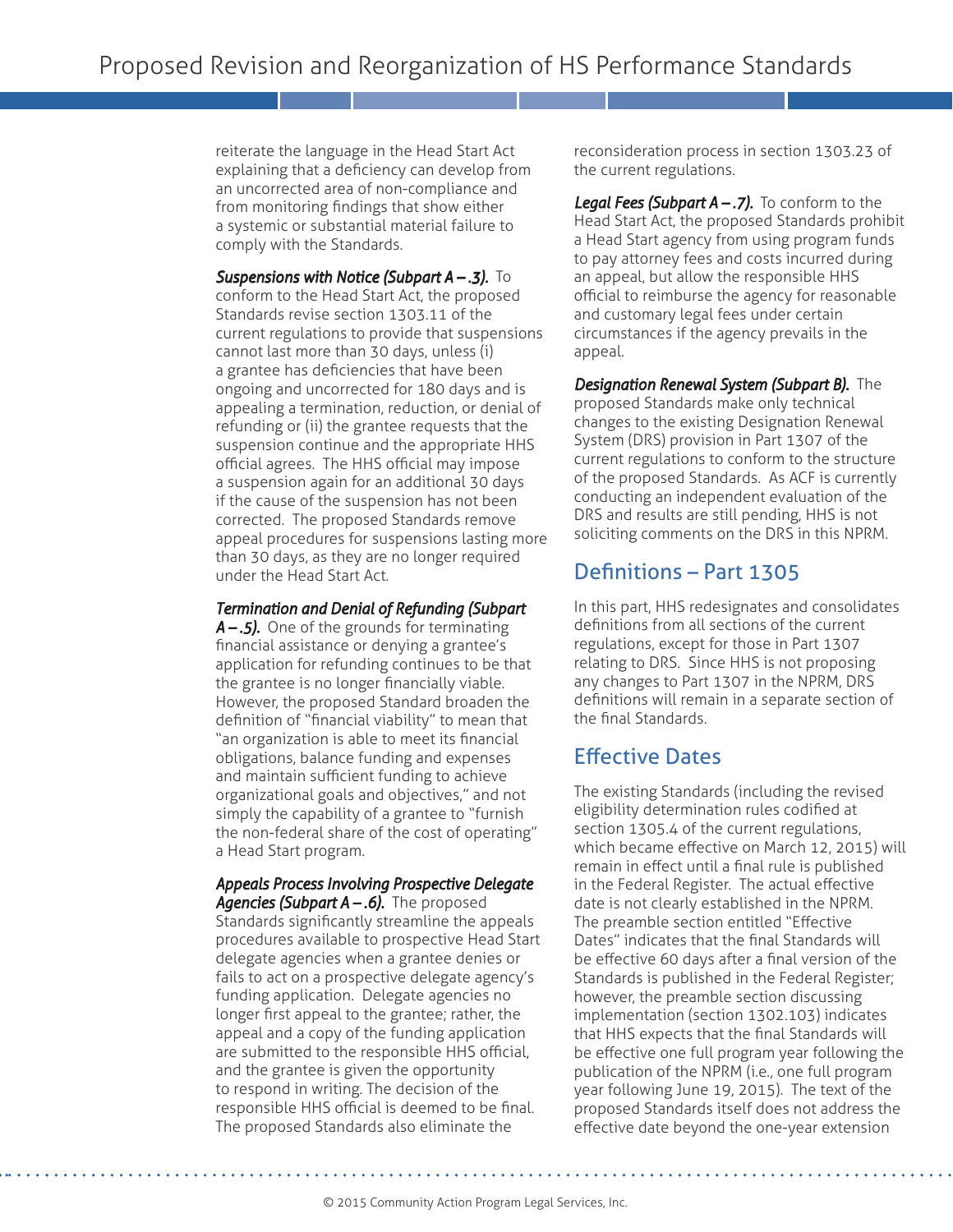reiterate the language in the Head Start Act explaining that a deficiency can develop from an uncorrected area of non-compliance and from monitoring findings that show either a systemic or substantial material failure to comply with the Standards.

***Suspensions with Notice (Subpart A – .3).*** To conform to the Head Start Act, the proposed Standards revise section 1303.11 of the current regulations to provide that suspensions cannot last more than 30 days, unless (i) a grantee has deficiencies that have been ongoing and uncorrected for 180 days and is appealing a termination, reduction, or denial of refunding or (ii) the grantee requests that the suspension continue and the appropriate HHS official agrees. The HHS official may impose a suspension again for an additional 30 days if the cause of the suspension has not been corrected. The proposed Standards remove appeal procedures for suspensions lasting more than 30 days, as they are no longer required under the Head Start Act.

***Termination and Denial of Refunding (Subpart A – .5).*** One of the grounds for terminating financial assistance or denying a grantee's application for refunding continues to be that the grantee is no longer financially viable. However, the proposed Standard broaden the definition of "financial viability" to mean that "an organization is able to meet its financial obligations, balance funding and expenses and maintain sufficient funding to achieve organizational goals and objectives," and not simply the capability of a grantee to "furnish the non-federal share of the cost of operating" a Head Start program.

***Appeals Process Involving Prospective Delegate Agencies (Subpart A – .6).*** The proposed Standards significantly streamline the appeals procedures available to prospective Head Start delegate agencies when a grantee denies or fails to act on a prospective delegate agency's funding application. Delegate agencies no longer first appeal to the grantee; rather, the appeal and a copy of the funding application are submitted to the responsible HHS official, and the grantee is given the opportunity to respond in writing. The decision of the responsible HHS official is deemed to be final. The proposed Standards also eliminate the reconsideration process in section 1303.23 of the current regulations.

***Legal Fees (Subpart A – .7).*** To conform to the Head Start Act, the proposed Standards prohibit a Head Start agency from using program funds to pay attorney fees and costs incurred during an appeal, but allow the responsible HHS official to reimburse the agency for reasonable and customary legal fees under certain circumstances if the agency prevails in the appeal.

***Designation Renewal System (Subpart B).*** The proposed Standards make only technical changes to the existing Designation Renewal System (DRS) provision in Part 1307 of the current regulations to conform to the structure of the proposed Standards. As ACF is currently conducting an independent evaluation of the DRS and results are still pending, HHS is not soliciting comments on the DRS in this NPRM.

## Definitions – Part 1305

In this part, HHS redesignates and consolidates definitions from all sections of the current regulations, except for those in Part 1307 relating to DRS. Since HHS is not proposing any changes to Part 1307 in the NPRM, DRS definitions will remain in a separate section of the final Standards.

## Effective Dates

The existing Standards (including the revised eligibility determination rules codified at section 1305.4 of the current regulations, which became effective on March 12, 2015) will remain in effect until a final rule is published in the Federal Register. The actual effective date is not clearly established in the NPRM. The preamble section entitled "Effective Dates" indicates that the final Standards will be effective 60 days after a final version of the Standards is published in the Federal Register; however, the preamble section discussing implementation (section 1302.103) indicates that HHS expects that the final Standards will be effective one full program year following the publication of the NPRM (i.e., one full program year following June 19, 2015). The text of the proposed Standards itself does not address the effective date beyond the one-year extension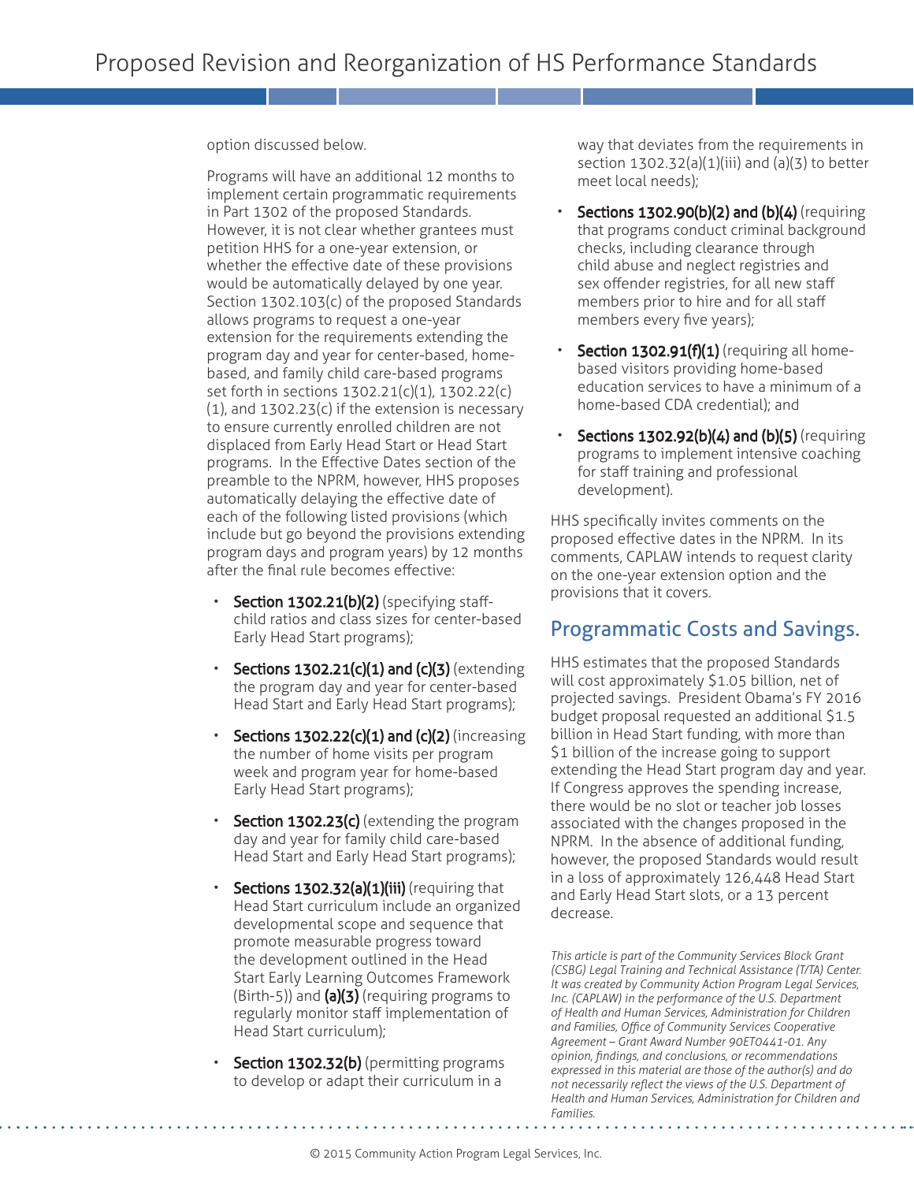option discussed below.

Programs will have an additional 12 months to implement certain programmatic requirements in Part 1302 of the proposed Standards. However, it is not clear whether grantees must petition HHS for a one-year extension, or whether the effective date of these provisions would be automatically delayed by one year. Section 1302.103(c) of the proposed Standards allows programs to request a one-year extension for the requirements extending the program day and year for center-based, home-based, and family child care-based programs set forth in sections 1302.21(c)(1), 1302.22(c)(1), and 1302.23(c) if the extension is necessary to ensure currently enrolled children are not displaced from Early Head Start or Head Start programs. In the Effective Dates section of the preamble to the NPRM, however, HHS proposes automatically delaying the effective date of each of the following listed provisions (which include but go beyond the provisions extending program days and program years) by 12 months after the final rule becomes effective:

- **Section 1302.21(b)(2)** (specifying staff-child ratios and class sizes for center-based Early Head Start programs);
- **Sections 1302.21(c)(1) and (c)(3)** (extending the program day and year for center-based Head Start and Early Head Start programs);
- **Sections 1302.22(c)(1) and (c)(2)** (increasing the number of home visits per program week and program year for home-based Early Head Start programs);
- **Section 1302.23(c)** (extending the program day and year for family child care-based Head Start and Early Head Start programs);
- **Sections 1302.32(a)(1)(iii)** (requiring that Head Start curriculum include an organized developmental scope and sequence that promote measurable progress toward the development outlined in the Head Start Early Learning Outcomes Framework (Birth-5)) and **(a)(3)** (requiring programs to regularly monitor staff implementation of Head Start curriculum);
- **Section 1302.32(b)** (permitting programs to develop or adapt their curriculum in a way that deviates from the requirements in section 1302.32(a)(1)(iii) and (a)(3) to better meet local needs);
- **Sections 1302.90(b)(2) and (b)(4)** (requiring that programs conduct criminal background checks, including clearance through child abuse and neglect registries and sex offender registries, for all new staff members prior to hire and for all staff members every five years);
- **Section 1302.91(f)(1)** (requiring all home-based visitors providing home-based education services to have a minimum of a home-based CDA credential); and
- **Sections 1302.92(b)(4) and (b)(5)** (requiring programs to implement intensive coaching for staff training and professional development).

HHS specifically invites comments on the proposed effective dates in the NPRM. In its comments, CAPLAW intends to request clarity on the one-year extension option and the provisions that it covers.

## Programmatic Costs and Savings.

HHS estimates that the proposed Standards will cost approximately $1.05 billion, net of projected savings. President Obama's FY 2016 budget proposal requested an additional $1.5 billion in Head Start funding, with more than $1 billion of the increase going to support extending the Head Start program day and year. If Congress approves the spending increase, there would be no slot or teacher job losses associated with the changes proposed in the NPRM. In the absence of additional funding, however, the proposed Standards would result in a loss of approximately 126,448 Head Start and Early Head Start slots, or a 13 percent decrease.

*This article is part of the Community Services Block Grant (CSBG) Legal Training and Technical Assistance (T/TA) Center. It was created by Community Action Program Legal Services, Inc. (CAPLAW) in the performance of the U.S. Department of Health and Human Services, Administration for Children and Families, Office of Community Services Cooperative Agreement – Grant Award Number 90ET0441-01. Any opinion, findings, and conclusions, or recommendations expressed in this material are those of the author(s) and do not necessarily reflect the views of the U.S. Department of Health and Human Services, Administration for Children and Families.*

© 2015 Community Action Program Legal Services, Inc.